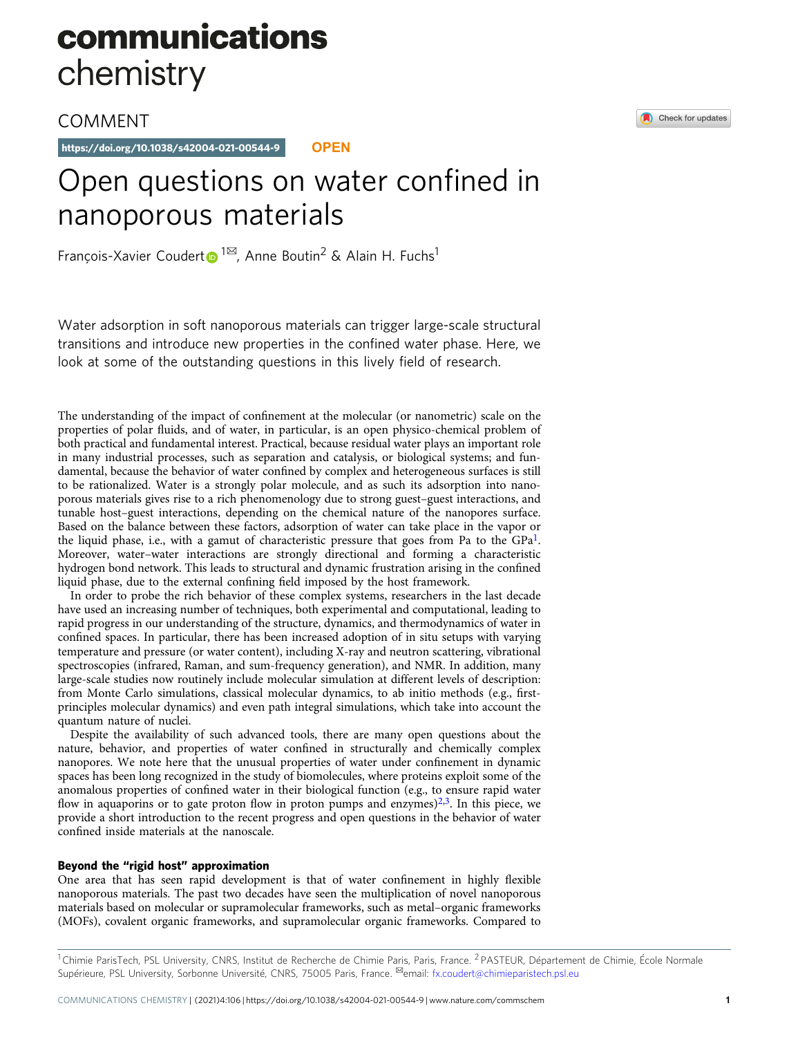# communications chemistry

COMMENT

https://doi.org/10.1038/s42004-021-00544-9 OPEN

# Open questions on water confined in nanoporous materials

François-Xavier Coudert[1✉], Anne Boutin[2] & Alain H. Fuchs[1]

Water adsorption in soft nanoporous materials can trigger large-scale structural transitions and introduce new properties in the confined water phase. Here, we look at some of the outstanding questions in this lively field of research.

The understanding of the impact of confinement at the molecular (or nanometric) scale on the properties of polar fluids, and of water, in particular, is an open physico-chemical problem of both practical and fundamental interest. Practical, because residual water plays an important role in many industrial processes, such as separation and catalysis, or biological systems; and fundamental, because the behavior of water confined by complex and heterogeneous surfaces is still to be rationalized. Water is a strongly polar molecule, and as such its adsorption into nanoporous materials gives rise to a rich phenomenology due to strong guest–guest interactions, and tunable host–guest interactions, depending on the chemical nature of the nanopores surface. Based on the balance between these factors, adsorption of water can take place in the vapor or the liquid phase, i.e., with a gamut of characteristic pressure that goes from Pa to the GPa[1]. Moreover, water–water interactions are strongly directional and forming a characteristic hydrogen bond network. This leads to structural and dynamic frustration arising in the confined liquid phase, due to the external confining field imposed by the host framework.

In order to probe the rich behavior of these complex systems, researchers in the last decade have used an increasing number of techniques, both experimental and computational, leading to rapid progress in our understanding of the structure, dynamics, and thermodynamics of water in confined spaces. In particular, there has been increased adoption of in situ setups with varying temperature and pressure (or water content), including X-ray and neutron scattering, vibrational spectroscopies (infrared, Raman, and sum-frequency generation), and NMR. In addition, many large-scale studies now routinely include molecular simulation at different levels of description: from Monte Carlo simulations, classical molecular dynamics, to ab initio methods (e.g., first-principles molecular dynamics) and even path integral simulations, which take into account the quantum nature of nuclei.

Despite the availability of such advanced tools, there are many open questions about the nature, behavior, and properties of water confined in structurally and chemically complex nanopores. We note here that the unusual properties of water under confinement in dynamic spaces has been long recognized in the study of biomolecules, where proteins exploit some of the anomalous properties of confined water in their biological function (e.g., to ensure rapid water flow in aquaporins or to gate proton flow in proton pumps and enzymes)[2,3]. In this piece, we provide a short introduction to the recent progress and open questions in the behavior of water confined inside materials at the nanoscale.

### Beyond the "rigid host" approximation

One area that has seen rapid development is that of water confinement in highly flexible nanoporous materials. The past two decades have seen the multiplication of novel nanoporous materials based on molecular or supramolecular frameworks, such as metal–organic frameworks (MOFs), covalent organic frameworks, and supramolecular organic frameworks. Compared to

[1] Chimie ParisTech, PSL University, CNRS, Institut de Recherche de Chimie Paris, Paris, France. [2] PASTEUR, Département de Chimie, École Normale Supérieure, PSL University, Sorbonne Université, CNRS, 75005 Paris, France. ✉email: fx.coudert@chimieparistech.psl.eu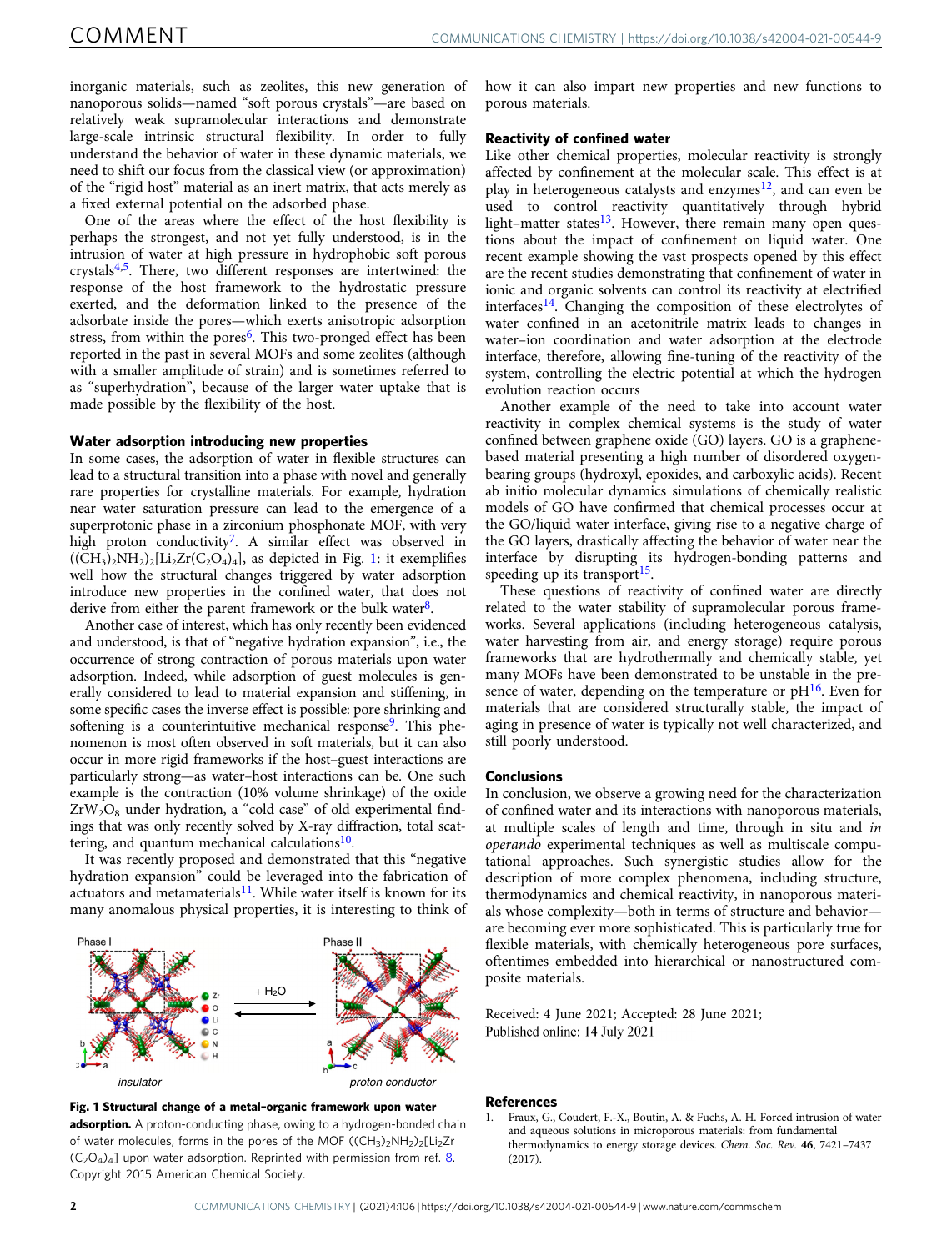inorganic materials, such as zeolites, this new generation of nanoporous solids—named "soft porous crystals"—are based on relatively weak supramolecular interactions and demonstrate large-scale intrinsic structural flexibility. In order to fully understand the behavior of water in these dynamic materials, we need to shift our focus from the classical view (or approximation) of the "rigid host" material as an inert matrix, that acts merely as a fixed external potential on the adsorbed phase.

One of the areas where the effect of the host flexibility is perhaps the strongest, and not yet fully understood, is in the intrusion of water at high pressure in hydrophobic soft porous crystals[4,5]. There, two different responses are intertwined: the response of the host framework to the hydrostatic pressure exerted, and the deformation linked to the presence of the adsorbate inside the pores—which exerts anisotropic adsorption stress, from within the pores[6]. This two-pronged effect has been reported in the past in several MOFs and some zeolites (although with a smaller amplitude of strain) and is sometimes referred to as "superhydration", because of the larger water uptake that is made possible by the flexibility of the host.

## Water adsorption introducing new properties

In some cases, the adsorption of water in flexible structures can lead to a structural transition into a phase with novel and generally rare properties for crystalline materials. For example, hydration near water saturation pressure can lead to the emergence of a superprotonic phase in a zirconium phosphonate MOF, with very high proton conductivity[7]. A similar effect was observed in $((CH_3)_2NH_2)_2[Li_2Zr(C_2O_4)_4]$, as depicted in Fig. 1: it exemplifies well how the structural changes triggered by water adsorption introduce new properties in the confined water, that does not derive from either the parent framework or the bulk water[8].

Another case of interest, which has only recently been evidenced and understood, is that of "negative hydration expansion", i.e., the occurrence of strong contraction of porous materials upon water adsorption. Indeed, while adsorption of guest molecules is generally considered to lead to material expansion and stiffening, in some specific cases the inverse effect is possible: pore shrinking and softening is a counterintuitive mechanical response[9]. This phenomenon is most often observed in soft materials, but it can also occur in more rigid frameworks if the host–guest interactions are particularly strong—as water–host interactions can be. One such example is the contraction (10% volume shrinkage) of the oxide $ZrW_2O_8$ under hydration, a "cold case" of old experimental findings that was only recently solved by X-ray diffraction, total scattering, and quantum mechanical calculations[10].

It was recently proposed and demonstrated that this "negative hydration expansion" could be leveraged into the fabrication of actuators and metamaterials[11]. While water itself is known for its many anomalous physical properties, it is interesting to think of how it can also impart new properties and new functions to porous materials.

**Fig. 1 Structural change of a metal–organic framework upon water adsorption.** A proton-conducting phase, owing to a hydrogen-bonded chain of water molecules, forms in the pores of the MOF $((CH_3)_2NH_2)_2[Li_2Zr(C_2O_4)_4]$ upon water adsorption. Reprinted with permission from ref. 8. Copyright 2015 American Chemical Society.

## Reactivity of confined water

Like other chemical properties, molecular reactivity is strongly affected by confinement at the molecular scale. This effect is at play in heterogeneous catalysts and enzymes[12], and can even be used to control reactivity quantitatively through hybrid light–matter states[13]. However, there remain many open questions about the impact of confinement on liquid water. One recent example showing the vast prospects opened by this effect are the recent studies demonstrating that confinement of water in ionic and organic solvents can control its reactivity at electrified interfaces[14]. Changing the composition of these electrolytes of water confined in an acetonitrile matrix leads to changes in water–ion coordination and water adsorption at the electrode interface, therefore, allowing fine-tuning of the reactivity of the system, controlling the electric potential at which the hydrogen evolution reaction occurs

Another example of the need to take into account water reactivity in complex chemical systems is the study of water confined between graphene oxide (GO) layers. GO is a graphene-based material presenting a high number of disordered oxygen-bearing groups (hydroxyl, epoxides, and carboxylic acids). Recent ab initio molecular dynamics simulations of chemically realistic models of GO have confirmed that chemical processes occur at the GO/liquid water interface, giving rise to a negative charge of the GO layers, drastically affecting the behavior of water near the interface by disrupting its hydrogen-bonding patterns and speeding up its transport[15].

These questions of reactivity of confined water are directly related to the water stability of supramolecular porous frameworks. Several applications (including heterogeneous catalysis, water harvesting from air, and energy storage) require porous frameworks that are hydrothermally and chemically stable, yet many MOFs have been demonstrated to be unstable in the presence of water, depending on the temperature or pH[16]. Even for materials that are considered structurally stable, the impact of aging in presence of water is typically not well characterized, and still poorly understood.

## Conclusions

In conclusion, we observe a growing need for the characterization of confined water and its interactions with nanoporous materials, at multiple scales of length and time, through in situ and *in operando* experimental techniques as well as multiscale computational approaches. Such synergistic studies allow for the description of more complex phenomena, including structure, thermodynamics and chemical reactivity, in nanoporous materials whose complexity—both in terms of structure and behavior—are becoming ever more sophisticated. This is particularly true for flexible materials, with chemically heterogeneous pore surfaces, oftentimes embedded into hierarchical or nanostructured composite materials.

Received: 4 June 2021; Accepted: 28 June 2021;
Published online: 14 July 2021

## References

1. Fraux, G., Coudert, F.-X., Boutin, A. & Fuchs, A. H. Forced intrusion of water and aqueous solutions in microporous materials: from fundamental thermodynamics to energy storage devices. *Chem. Soc. Rev.* **46**, 7421–7437 (2017).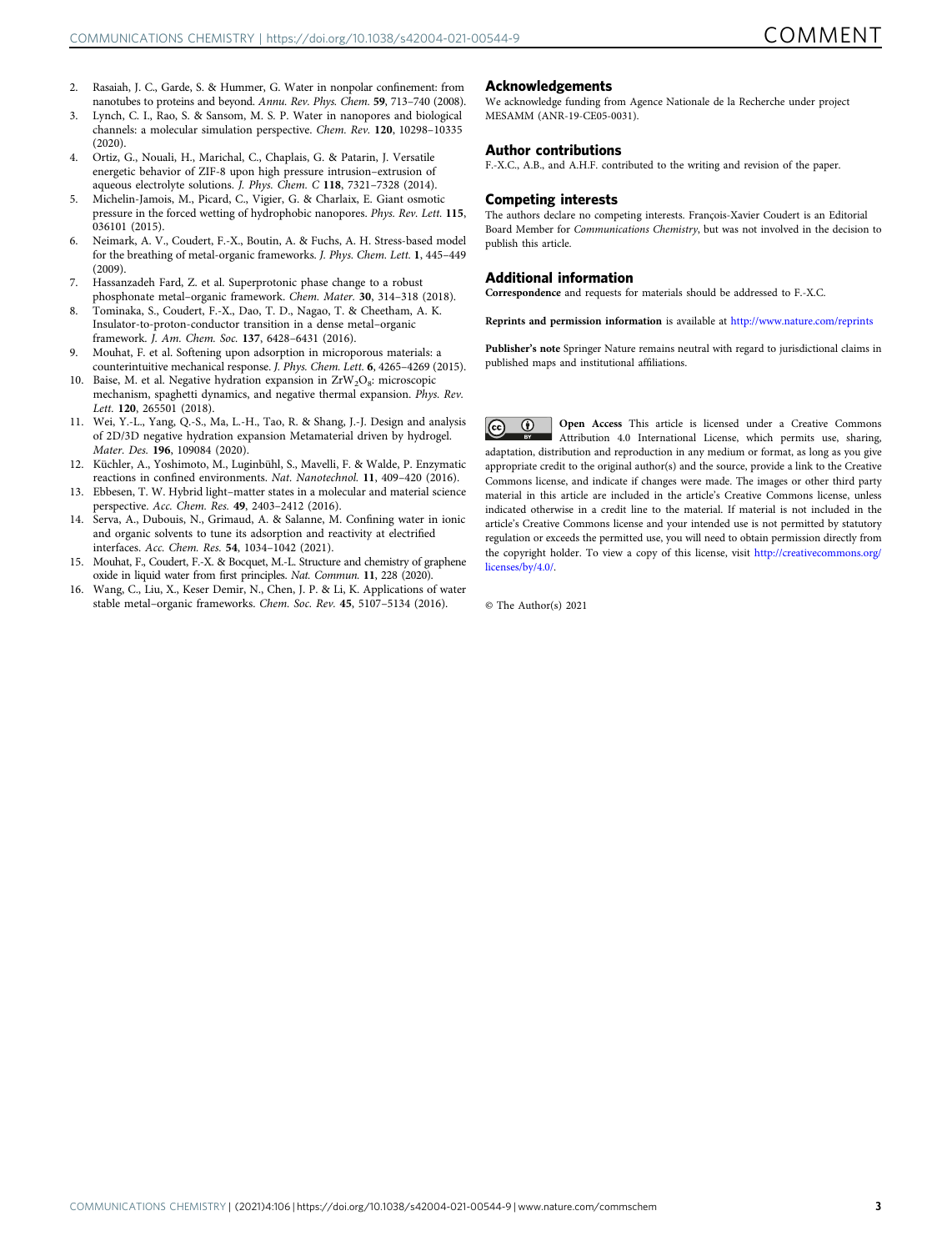2. Rasaiah, J. C., Garde, S. & Hummer, G. Water in nonpolar confinement: from nanotubes to proteins and beyond. *Annu. Rev. Phys. Chem.* **59**, 713–740 (2008).
3. Lynch, C. I., Rao, S. & Sansom, M. S. P. Water in nanopores and biological channels: a molecular simulation perspective. *Chem. Rev.* **120**, 10298–10335 (2020).
4. Ortiz, G., Nouali, H., Marichal, C., Chaplais, G. & Patarin, J. Versatile energetic behavior of ZIF-8 upon high pressure intrusion–extrusion of aqueous electrolyte solutions. *J. Phys. Chem. C* **118**, 7321–7328 (2014).
5. Michelin-Jamois, M., Picard, C., Vigier, G. & Charlaix, E. Giant osmotic pressure in the forced wetting of hydrophobic nanopores. *Phys. Rev. Lett.* **115**, 036101 (2015).
6. Neimark, A. V., Coudert, F.-X., Boutin, A. & Fuchs, A. H. Stress-based model for the breathing of metal-organic frameworks. *J. Phys. Chem. Lett.* **1**, 445–449 (2009).
7. Hassanzadeh Fard, Z. et al. Superprotonic phase change to a robust phosphonate metal–organic framework. *Chem. Mater.* **30**, 314–318 (2018).
8. Tominaka, S., Coudert, F.-X., Dao, T. D., Nagao, T. & Cheetham, A. K. Insulator-to-proton-conductor transition in a dense metal–organic framework. *J. Am. Chem. Soc.* **137**, 6428–6431 (2016).
9. Mouhat, F. et al. Softening upon adsorption in microporous materials: a counterintuitive mechanical response. *J. Phys. Chem. Lett.* **6**, 4265–4269 (2015).
10. Baise, M. et al. Negative hydration expansion in $ZrW_2O_8$: microscopic mechanism, spaghetti dynamics, and negative thermal expansion. *Phys. Rev. Lett.* **120**, 265501 (2018).
11. Wei, Y.-L., Yang, Q.-S., Ma, L.-H., Tao, R. & Shang, J.-J. Design and analysis of 2D/3D negative hydration expansion Metamaterial driven by hydrogel. *Mater. Des.* **196**, 109084 (2020).
12. Küchler, A., Yoshimoto, M., Luginbühl, S., Mavelli, F. & Walde, P. Enzymatic reactions in confined environments. *Nat. Nanotechnol.* **11**, 409–420 (2016).
13. Ebbesen, T. W. Hybrid light–matter states in a molecular and material science perspective. *Acc. Chem. Res.* **49**, 2403–2412 (2016).
14. Serva, A., Dubouis, N., Grimaud, A. & Salanne, M. Confining water in ionic and organic solvents to tune its adsorption and reactivity at electrified interfaces. *Acc. Chem. Res.* **54**, 1034–1042 (2021).
15. Mouhat, F., Coudert, F.-X. & Bocquet, M.-L. Structure and chemistry of graphene oxide in liquid water from first principles. *Nat. Commun.* **11**, 228 (2020).
16. Wang, C., Liu, X., Keser Demir, N., Chen, J. P. & Li, K. Applications of water stable metal–organic frameworks. *Chem. Soc. Rev.* **45**, 5107–5134 (2016).

## Acknowledgements

We acknowledge funding from Agence Nationale de la Recherche under project MESAMM (ANR-19-CE05-0031).

## Author contributions

F.-X.C., A.B., and A.H.F. contributed to the writing and revision of the paper.

## Competing interests

The authors declare no competing interests. François-Xavier Coudert is an Editorial Board Member for *Communications Chemistry*, but was not involved in the decision to publish this article.

## Additional information

**Correspondence** and requests for materials should be addressed to F.-X.C.

**Reprints and permission information** is available at http://www.nature.com/reprints

**Publisher's note** Springer Nature remains neutral with regard to jurisdictional claims in published maps and institutional affiliations.

**Open Access** This article is licensed under a Creative Commons Attribution 4.0 International License, which permits use, sharing, adaptation, distribution and reproduction in any medium or format, as long as you give appropriate credit to the original author(s) and the source, provide a link to the Creative Commons license, and indicate if changes were made. The images or other third party material in this article are included in the article's Creative Commons license, unless indicated otherwise in a credit line to the material. If material is not included in the article's Creative Commons license and your intended use is not permitted by statutory regulation or exceeds the permitted use, you will need to obtain permission directly from the copyright holder. To view a copy of this license, visit http://creativecommons.org/licenses/by/4.0/.

© The Author(s) 2021